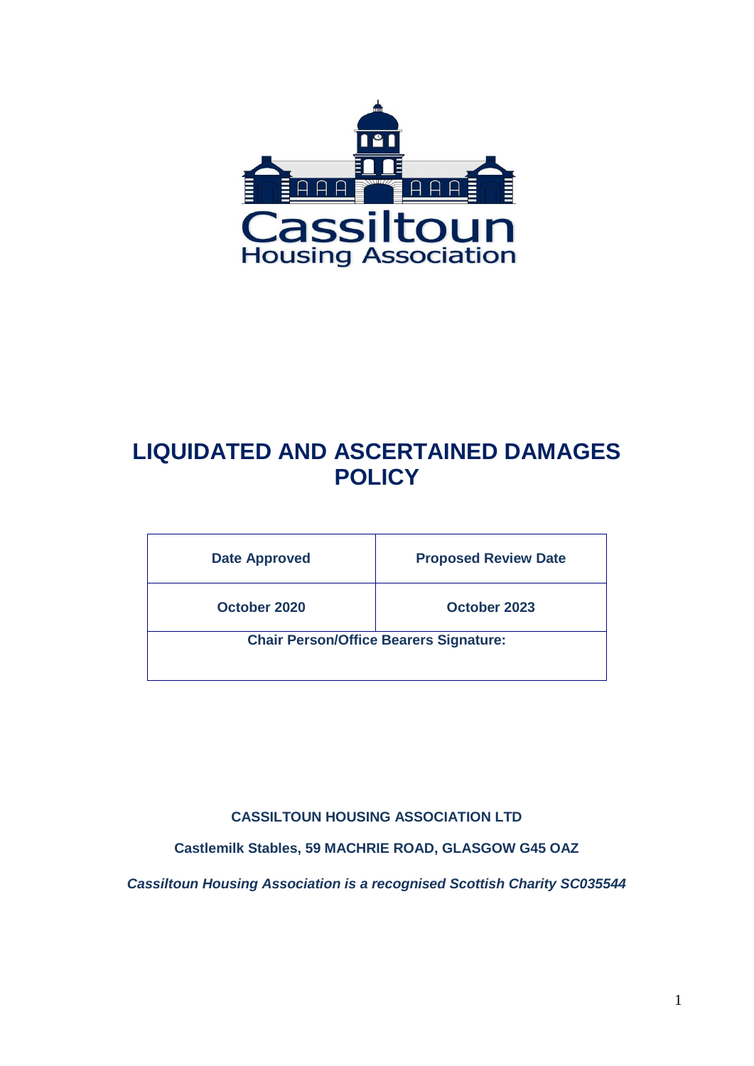Cassiltoun
Housing Association

# LIQUIDATED AND ASCERTAINED DAMAGES POLICY

| Date Approved | Proposed Review Date |
| --- | --- |
| October 2020 | October 2023 |
| Chair Person/Office Bearers Signature: | |

**CASSILTOUN HOUSING ASSOCIATION LTD**

**Castlemilk Stables, 59 MACHRIE ROAD, GLASGOW G45 OAZ**

***Cassiltoun Housing Association is a recognised Scottish Charity SC035544***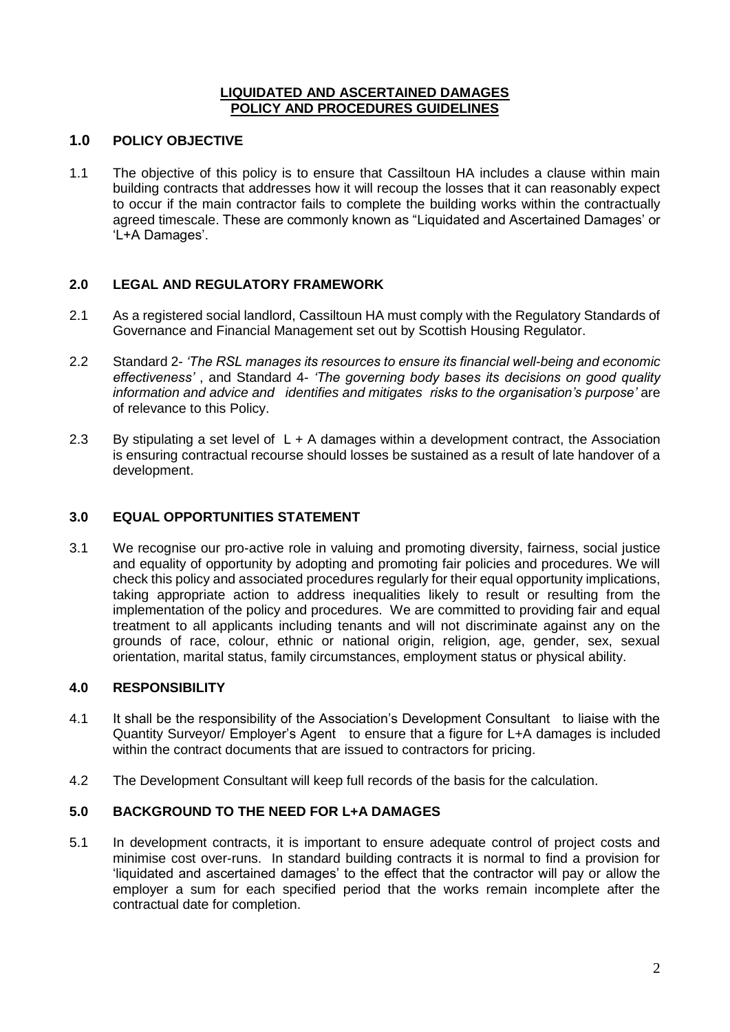# LIQUIDATED AND ASCERTAINED DAMAGES
# POLICY AND PROCEDURES GUIDELINES

## 1.0 POLICY OBJECTIVE

1.1 The objective of this policy is to ensure that Cassiltoun HA includes a clause within main building contracts that addresses how it will recoup the losses that it can reasonably expect to occur if the main contractor fails to complete the building works within the contractually agreed timescale. These are commonly known as "Liquidated and Ascertained Damages' or 'L+A Damages'.

## 2.0 LEGAL AND REGULATORY FRAMEWORK

2.1 As a registered social landlord, Cassiltoun HA must comply with the Regulatory Standards of Governance and Financial Management set out by Scottish Housing Regulator.

2.2 Standard 2- *'The RSL manages its resources to ensure its financial well-being and economic effectiveness'* , and Standard 4- *'The governing body bases its decisions on good quality information and advice and identifies and mitigates risks to the organisation's purpose'* are of relevance to this Policy.

2.3 By stipulating a set level of L + A damages within a development contract, the Association is ensuring contractual recourse should losses be sustained as a result of late handover of a development.

## 3.0 EQUAL OPPORTUNITIES STATEMENT

3.1 We recognise our pro-active role in valuing and promoting diversity, fairness, social justice and equality of opportunity by adopting and promoting fair policies and procedures. We will check this policy and associated procedures regularly for their equal opportunity implications, taking appropriate action to address inequalities likely to result or resulting from the implementation of the policy and procedures. We are committed to providing fair and equal treatment to all applicants including tenants and will not discriminate against any on the grounds of race, colour, ethnic or national origin, religion, age, gender, sex, sexual orientation, marital status, family circumstances, employment status or physical ability.

## 4.0 RESPONSIBILITY

4.1 It shall be the responsibility of the Association's Development Consultant to liaise with the Quantity Surveyor/ Employer's Agent to ensure that a figure for L+A damages is included within the contract documents that are issued to contractors for pricing.

4.2 The Development Consultant will keep full records of the basis for the calculation.

## 5.0 BACKGROUND TO THE NEED FOR L+A DAMAGES

5.1 In development contracts, it is important to ensure adequate control of project costs and minimise cost over-runs. In standard building contracts it is normal to find a provision for 'liquidated and ascertained damages' to the effect that the contractor will pay or allow the employer a sum for each specified period that the works remain incomplete after the contractual date for completion.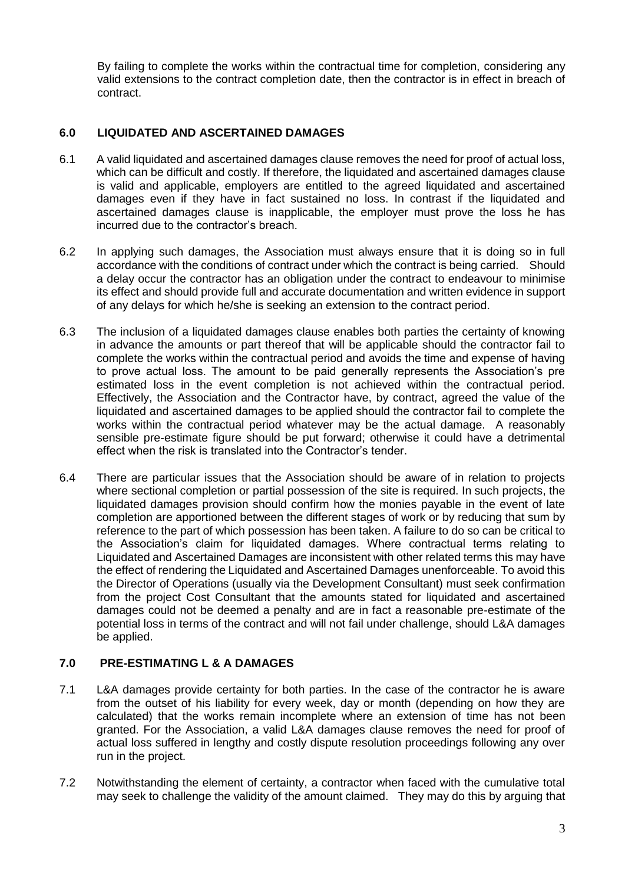By failing to complete the works within the contractual time for completion, considering any valid extensions to the contract completion date, then the contractor is in effect in breach of contract.

## 6.0 LIQUIDATED AND ASCERTAINED DAMAGES

6.1 A valid liquidated and ascertained damages clause removes the need for proof of actual loss, which can be difficult and costly. If therefore, the liquidated and ascertained damages clause is valid and applicable, employers are entitled to the agreed liquidated and ascertained damages even if they have in fact sustained no loss. In contrast if the liquidated and ascertained damages clause is inapplicable, the employer must prove the loss he has incurred due to the contractor's breach.

6.2 In applying such damages, the Association must always ensure that it is doing so in full accordance with the conditions of contract under which the contract is being carried. Should a delay occur the contractor has an obligation under the contract to endeavour to minimise its effect and should provide full and accurate documentation and written evidence in support of any delays for which he/she is seeking an extension to the contract period.

6.3 The inclusion of a liquidated damages clause enables both parties the certainty of knowing in advance the amounts or part thereof that will be applicable should the contractor fail to complete the works within the contractual period and avoids the time and expense of having to prove actual loss. The amount to be paid generally represents the Association's pre estimated loss in the event completion is not achieved within the contractual period. Effectively, the Association and the Contractor have, by contract, agreed the value of the liquidated and ascertained damages to be applied should the contractor fail to complete the works within the contractual period whatever may be the actual damage. A reasonably sensible pre-estimate figure should be put forward; otherwise it could have a detrimental effect when the risk is translated into the Contractor's tender.

6.4 There are particular issues that the Association should be aware of in relation to projects where sectional completion or partial possession of the site is required. In such projects, the liquidated damages provision should confirm how the monies payable in the event of late completion are apportioned between the different stages of work or by reducing that sum by reference to the part of which possession has been taken. A failure to do so can be critical to the Association's claim for liquidated damages. Where contractual terms relating to Liquidated and Ascertained Damages are inconsistent with other related terms this may have the effect of rendering the Liquidated and Ascertained Damages unenforceable. To avoid this the Director of Operations (usually via the Development Consultant) must seek confirmation from the project Cost Consultant that the amounts stated for liquidated and ascertained damages could not be deemed a penalty and are in fact a reasonable pre-estimate of the potential loss in terms of the contract and will not fail under challenge, should L&A damages be applied.

## 7.0 PRE-ESTIMATING L & A DAMAGES

7.1 L&A damages provide certainty for both parties. In the case of the contractor he is aware from the outset of his liability for every week, day or month (depending on how they are calculated) that the works remain incomplete where an extension of time has not been granted. For the Association, a valid L&A damages clause removes the need for proof of actual loss suffered in lengthy and costly dispute resolution proceedings following any over run in the project.

7.2 Notwithstanding the element of certainty, a contractor when faced with the cumulative total may seek to challenge the validity of the amount claimed. They may do this by arguing that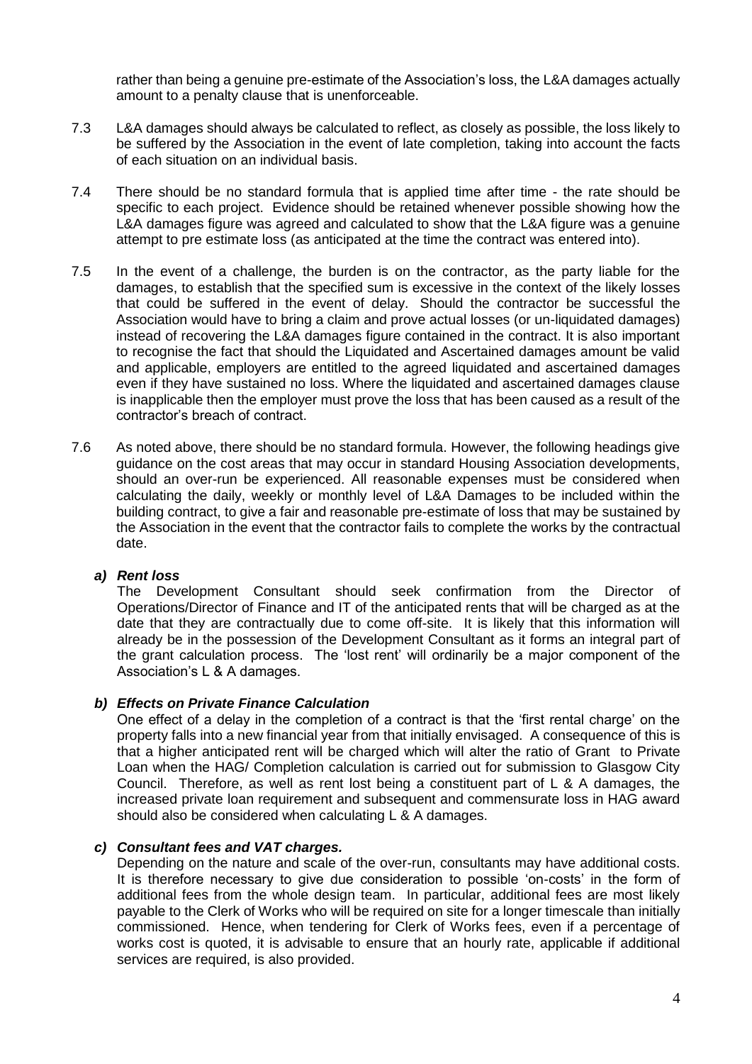rather than being a genuine pre-estimate of the Association's loss, the L&A damages actually amount to a penalty clause that is unenforceable.

7.3 L&A damages should always be calculated to reflect, as closely as possible, the loss likely to be suffered by the Association in the event of late completion, taking into account the facts of each situation on an individual basis.

7.4 There should be no standard formula that is applied time after time - the rate should be specific to each project. Evidence should be retained whenever possible showing how the L&A damages figure was agreed and calculated to show that the L&A figure was a genuine attempt to pre estimate loss (as anticipated at the time the contract was entered into).

7.5 In the event of a challenge, the burden is on the contractor, as the party liable for the damages, to establish that the specified sum is excessive in the context of the likely losses that could be suffered in the event of delay. Should the contractor be successful the Association would have to bring a claim and prove actual losses (or un-liquidated damages) instead of recovering the L&A damages figure contained in the contract. It is also important to recognise the fact that should the Liquidated and Ascertained damages amount be valid and applicable, employers are entitled to the agreed liquidated and ascertained damages even if they have sustained no loss. Where the liquidated and ascertained damages clause is inapplicable then the employer must prove the loss that has been caused as a result of the contractor's breach of contract.

7.6 As noted above, there should be no standard formula. However, the following headings give guidance on the cost areas that may occur in standard Housing Association developments, should an over-run be experienced. All reasonable expenses must be considered when calculating the daily, weekly or monthly level of L&A Damages to be included within the building contract, to give a fair and reasonable pre-estimate of loss that may be sustained by the Association in the event that the contractor fails to complete the works by the contractual date.

***a) Rent loss***

The Development Consultant should seek confirmation from the Director of Operations/Director of Finance and IT of the anticipated rents that will be charged as at the date that they are contractually due to come off-site. It is likely that this information will already be in the possession of the Development Consultant as it forms an integral part of the grant calculation process. The 'lost rent' will ordinarily be a major component of the Association's L & A damages.

***b) Effects on Private Finance Calculation***

One effect of a delay in the completion of a contract is that the 'first rental charge' on the property falls into a new financial year from that initially envisaged. A consequence of this is that a higher anticipated rent will be charged which will alter the ratio of Grant to Private Loan when the HAG/ Completion calculation is carried out for submission to Glasgow City Council. Therefore, as well as rent lost being a constituent part of L & A damages, the increased private loan requirement and subsequent and commensurate loss in HAG award should also be considered when calculating L & A damages.

***c) Consultant fees and VAT charges.***

Depending on the nature and scale of the over-run, consultants may have additional costs. It is therefore necessary to give due consideration to possible 'on-costs' in the form of additional fees from the whole design team. In particular, additional fees are most likely payable to the Clerk of Works who will be required on site for a longer timescale than initially commissioned. Hence, when tendering for Clerk of Works fees, even if a percentage of works cost is quoted, it is advisable to ensure that an hourly rate, applicable if additional services are required, is also provided.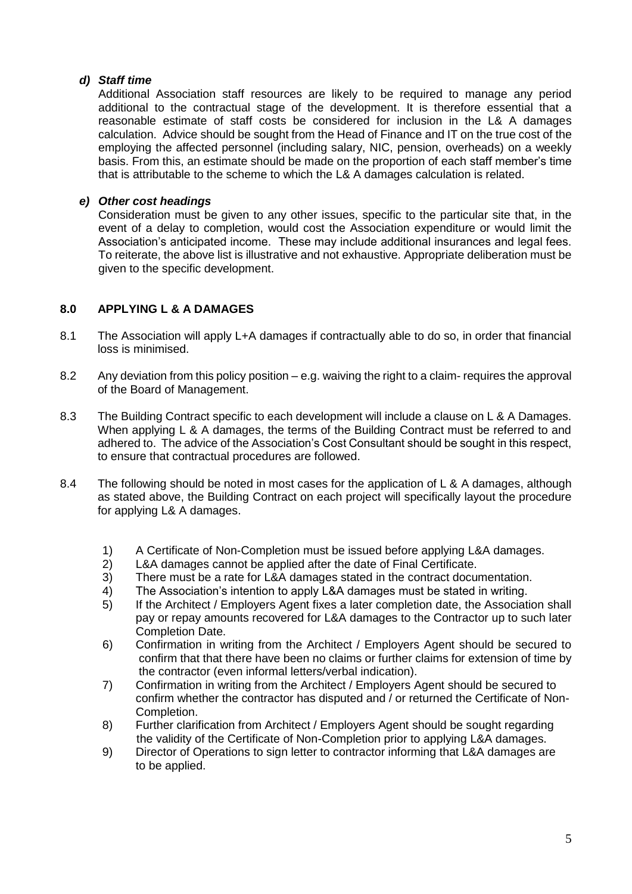***d) Staff time***

Additional Association staff resources are likely to be required to manage any period additional to the contractual stage of the development. It is therefore essential that a reasonable estimate of staff costs be considered for inclusion in the L& A damages calculation. Advice should be sought from the Head of Finance and IT on the true cost of the employing the affected personnel (including salary, NIC, pension, overheads) on a weekly basis. From this, an estimate should be made on the proportion of each staff member's time that is attributable to the scheme to which the L& A damages calculation is related.

***e) Other cost headings***

Consideration must be given to any other issues, specific to the particular site that, in the event of a delay to completion, would cost the Association expenditure or would limit the Association's anticipated income. These may include additional insurances and legal fees. To reiterate, the above list is illustrative and not exhaustive. Appropriate deliberation must be given to the specific development.

## 8.0 APPLYING L & A DAMAGES

8.1 The Association will apply L+A damages if contractually able to do so, in order that financial loss is minimised.

8.2 Any deviation from this policy position – e.g. waiving the right to a claim- requires the approval of the Board of Management.

8.3 The Building Contract specific to each development will include a clause on L & A Damages. When applying L & A damages, the terms of the Building Contract must be referred to and adhered to. The advice of the Association's Cost Consultant should be sought in this respect, to ensure that contractual procedures are followed.

8.4 The following should be noted in most cases for the application of L & A damages, although as stated above, the Building Contract on each project will specifically layout the procedure for applying L& A damages.

1) A Certificate of Non-Completion must be issued before applying L&A damages.
2) L&A damages cannot be applied after the date of Final Certificate.
3) There must be a rate for L&A damages stated in the contract documentation.
4) The Association's intention to apply L&A damages must be stated in writing.
5) If the Architect / Employers Agent fixes a later completion date, the Association shall pay or repay amounts recovered for L&A damages to the Contractor up to such later Completion Date.
6) Confirmation in writing from the Architect / Employers Agent should be secured to confirm that that there have been no claims or further claims for extension of time by the contractor (even informal letters/verbal indication).
7) Confirmation in writing from the Architect / Employers Agent should be secured to confirm whether the contractor has disputed and / or returned the Certificate of Non-Completion.
8) Further clarification from Architect / Employers Agent should be sought regarding the validity of the Certificate of Non-Completion prior to applying L&A damages.
9) Director of Operations to sign letter to contractor informing that L&A damages are to be applied.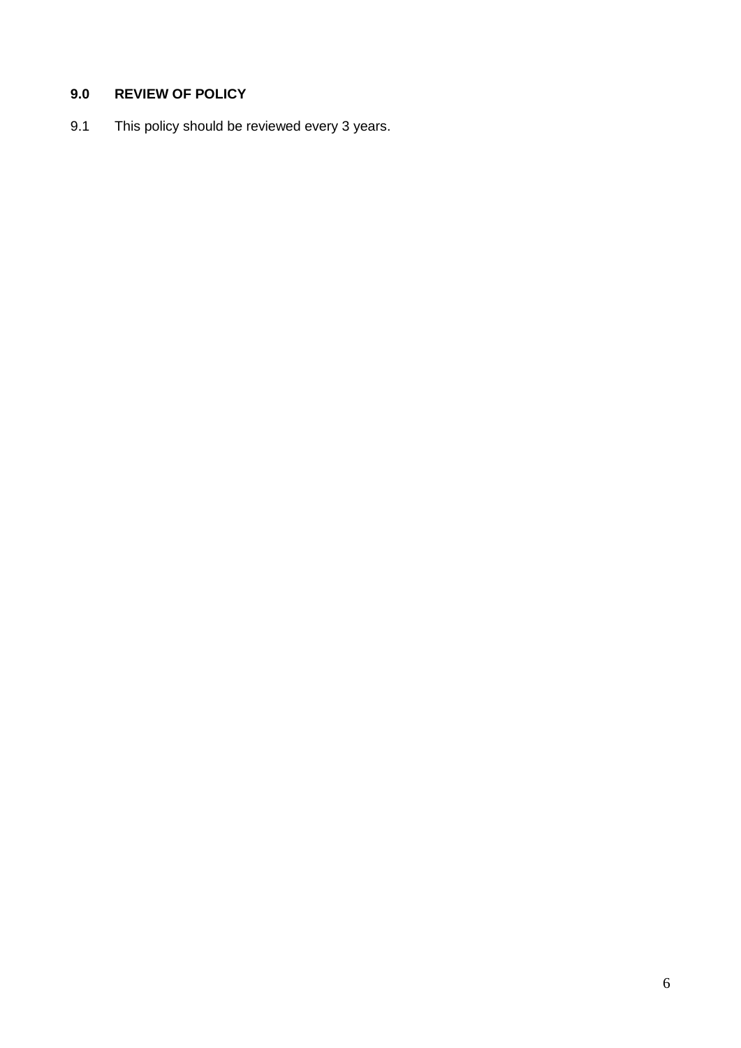## 9.0 REVIEW OF POLICY

9.1 This policy should be reviewed every 3 years.